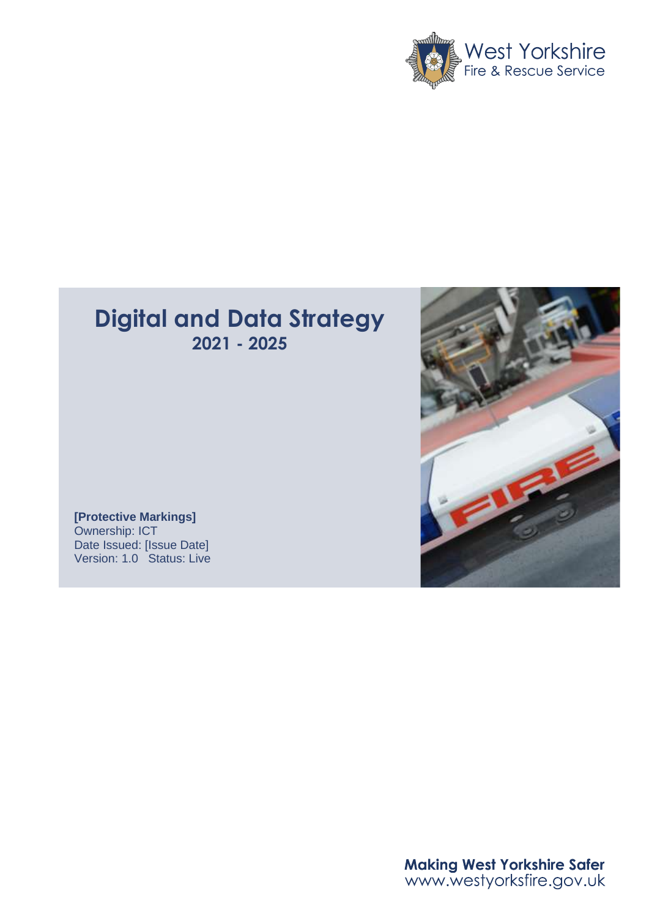West Yorkshire
Fire & Rescue Service

# Digital and Data Strategy
## 2021 - 2025

**[Protective Markings]**
Ownership: ICT
Date Issued: [Issue Date]
Version: 1.0   Status: Live

**Making West Yorkshire Safer**
www.westyorksfire.gov.uk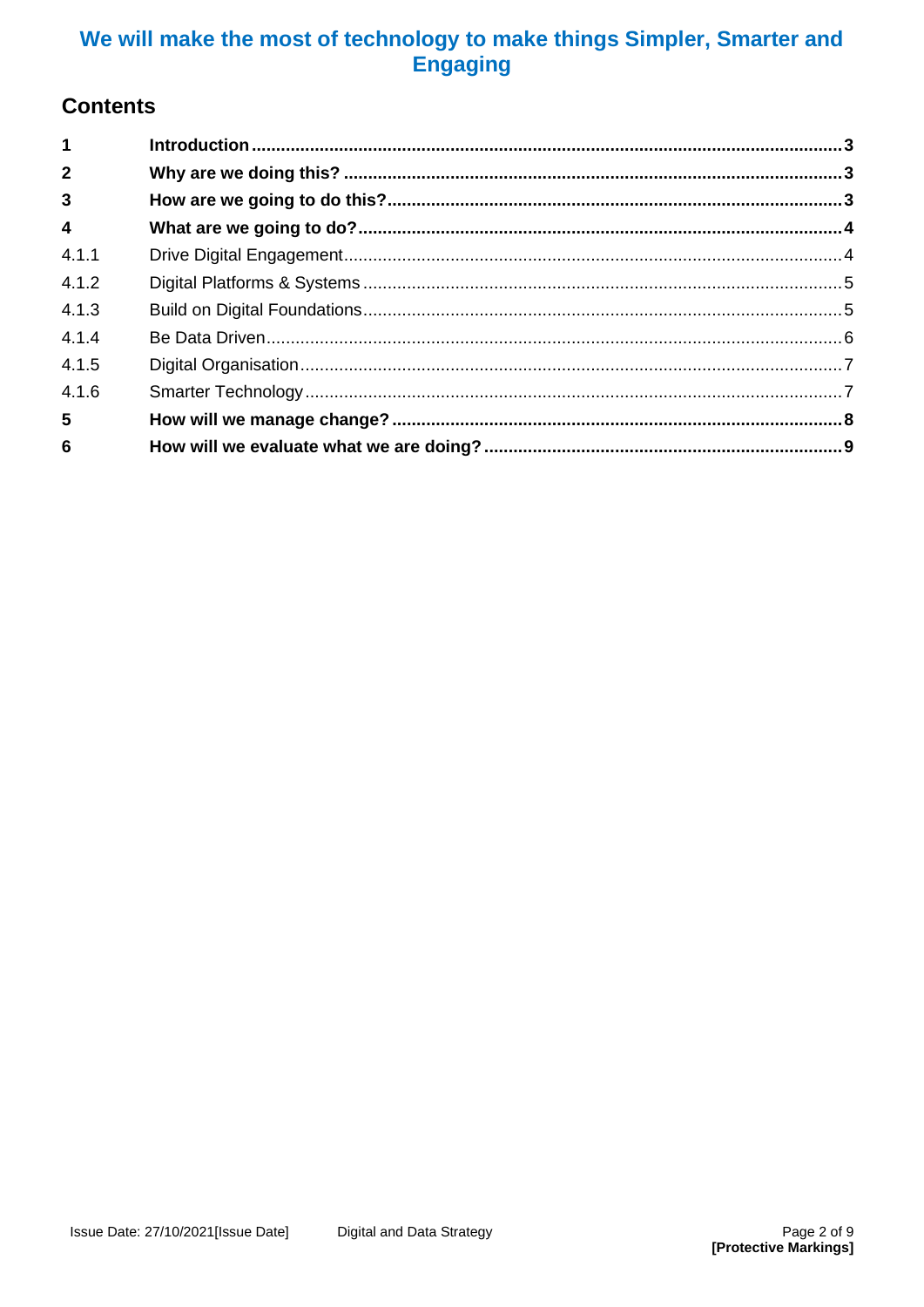# We will make the most of technology to make things Simpler, Smarter and Engaging

## Contents

| | | |
|---|---|---|
| **1** | **Introduction** | **3** |
| **2** | **Why are we doing this?** | **3** |
| **3** | **How are we going to do this?** | **3** |
| **4** | **What are we going to do?** | **4** |
| 4.1.1 | Drive Digital Engagement | 4 |
| 4.1.2 | Digital Platforms & Systems | 5 |
| 4.1.3 | Build on Digital Foundations | 5 |
| 4.1.4 | Be Data Driven | 6 |
| 4.1.5 | Digital Organisation | 7 |
| 4.1.6 | Smarter Technology | 7 |
| **5** | **How will we manage change?** | **8** |
| **6** | **How will we evaluate what we are doing?** | **9** |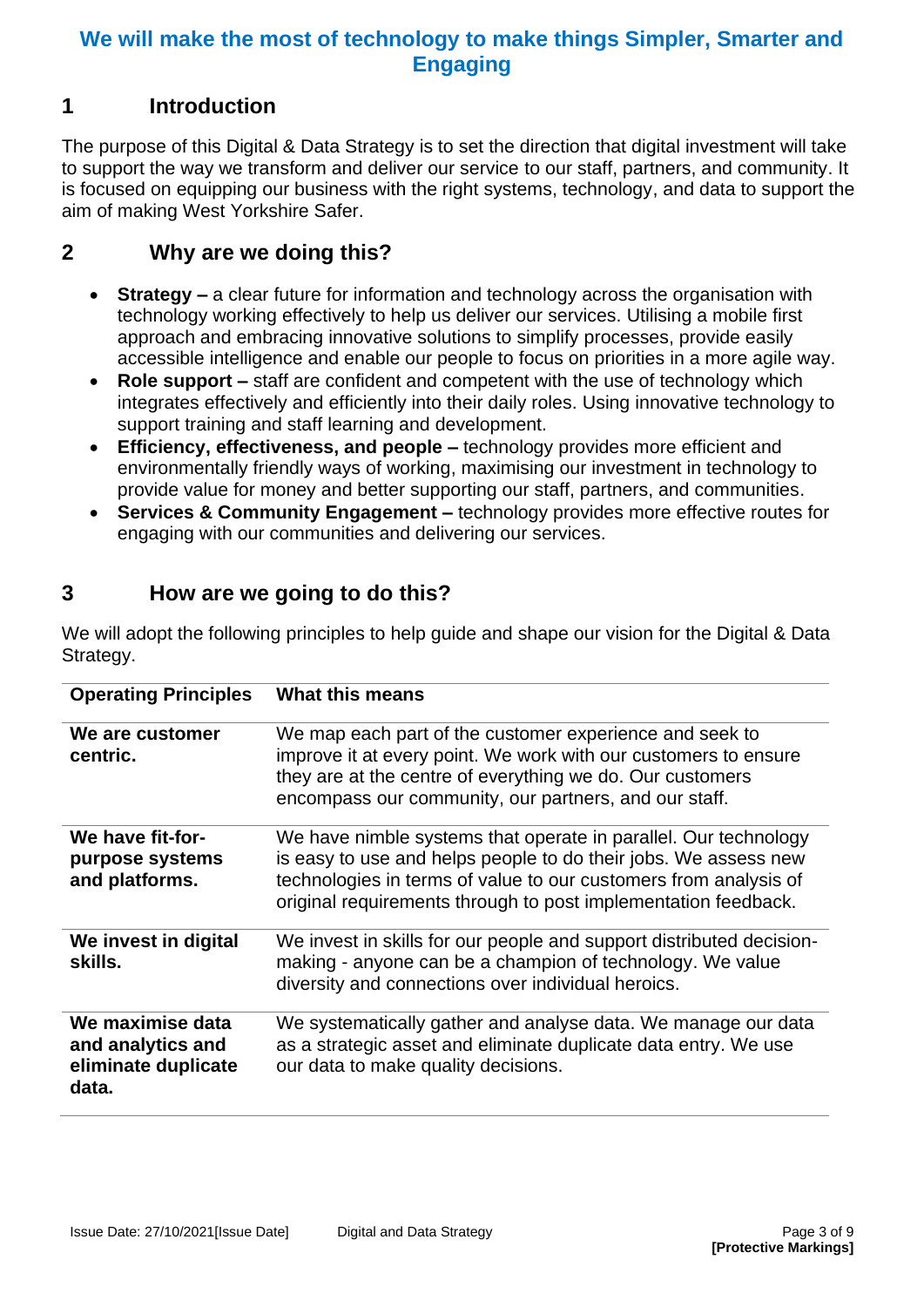# We will make the most of technology to make things Simpler, Smarter and Engaging

## 1 Introduction

The purpose of this Digital & Data Strategy is to set the direction that digital investment will take to support the way we transform and deliver our service to our staff, partners, and community. It is focused on equipping our business with the right systems, technology, and data to support the aim of making West Yorkshire Safer.

## 2 Why are we doing this?

- **Strategy –** a clear future for information and technology across the organisation with technology working effectively to help us deliver our services. Utilising a mobile first approach and embracing innovative solutions to simplify processes, provide easily accessible intelligence and enable our people to focus on priorities in a more agile way.
- **Role support –** staff are confident and competent with the use of technology which integrates effectively and efficiently into their daily roles. Using innovative technology to support training and staff learning and development.
- **Efficiency, effectiveness, and people –** technology provides more efficient and environmentally friendly ways of working, maximising our investment in technology to provide value for money and better supporting our staff, partners, and communities.
- **Services & Community Engagement –** technology provides more effective routes for engaging with our communities and delivering our services.

## 3 How are we going to do this?

We will adopt the following principles to help guide and shape our vision for the Digital & Data Strategy.

| Operating Principles | What this means |
|---|---|
| **We are customer centric.** | We map each part of the customer experience and seek to improve it at every point. We work with our customers to ensure they are at the centre of everything we do. Our customers encompass our community, our partners, and our staff. |
| **We have fit-for-purpose systems and platforms.** | We have nimble systems that operate in parallel. Our technology is easy to use and helps people to do their jobs. We assess new technologies in terms of value to our customers from analysis of original requirements through to post implementation feedback. |
| **We invest in digital skills.** | We invest in skills for our people and support distributed decision-making - anyone can be a champion of technology. We value diversity and connections over individual heroics. |
| **We maximise data and analytics and eliminate duplicate data.** | We systematically gather and analyse data. We manage our data as a strategic asset and eliminate duplicate data entry. We use our data to make quality decisions. |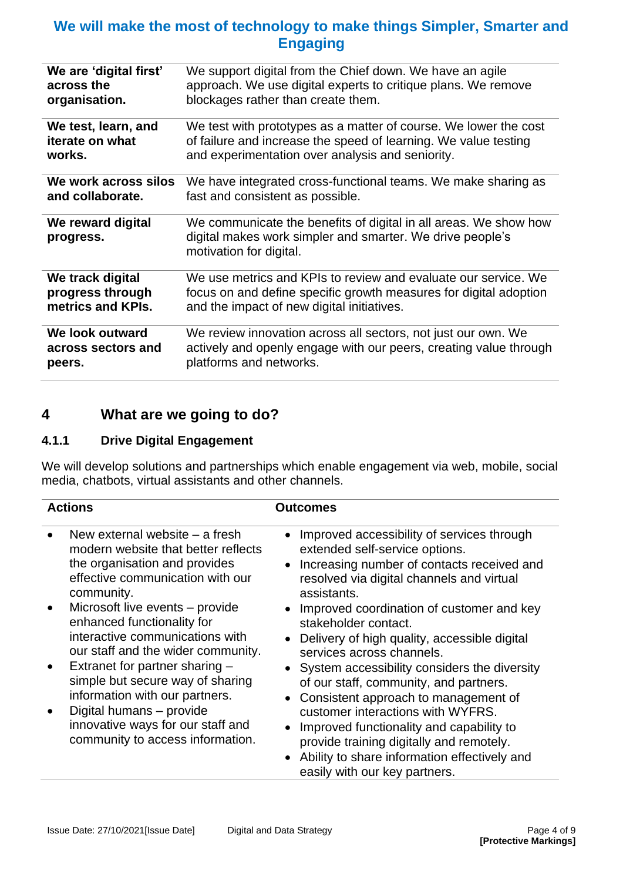## We will make the most of technology to make things Simpler, Smarter and Engaging

| | |
|---|---|
| **We are 'digital first' across the organisation.** | We support digital from the Chief down. We have an agile approach. We use digital experts to critique plans. We remove blockages rather than create them. |
| **We test, learn, and iterate on what works.** | We test with prototypes as a matter of course. We lower the cost of failure and increase the speed of learning. We value testing and experimentation over analysis and seniority. |
| **We work across silos and collaborate.** | We have integrated cross-functional teams. We make sharing as fast and consistent as possible. |
| **We reward digital progress.** | We communicate the benefits of digital in all areas. We show how digital makes work simpler and smarter. We drive people's motivation for digital. |
| **We track digital progress through metrics and KPIs.** | We use metrics and KPIs to review and evaluate our service. We focus on and define specific growth measures for digital adoption and the impact of new digital initiatives. |
| **We look outward across sectors and peers.** | We review innovation across all sectors, not just our own. We actively and openly engage with our peers, creating value through platforms and networks. |

# 4 What are we going to do?

### 4.1.1 Drive Digital Engagement

We will develop solutions and partnerships which enable engagement via web, mobile, social media, chatbots, virtual assistants and other channels.

| Actions | Outcomes |
|---|---|
| • New external website – a fresh modern website that better reflects the organisation and provides effective communication with our community.<br>• Microsoft live events – provide enhanced functionality for interactive communications with our staff and the wider community.<br>• Extranet for partner sharing – simple but secure way of sharing information with our partners.<br>• Digital humans – provide innovative ways for our staff and community to access information. | • Improved accessibility of services through extended self-service options.<br>• Increasing number of contacts received and resolved via digital channels and virtual assistants.<br>• Improved coordination of customer and key stakeholder contact.<br>• Delivery of high quality, accessible digital services across channels.<br>• System accessibility considers the diversity of our staff, community, and partners.<br>• Consistent approach to management of customer interactions with WYFRS.<br>• Improved functionality and capability to provide training digitally and remotely.<br>• Ability to share information effectively and easily with our key partners. |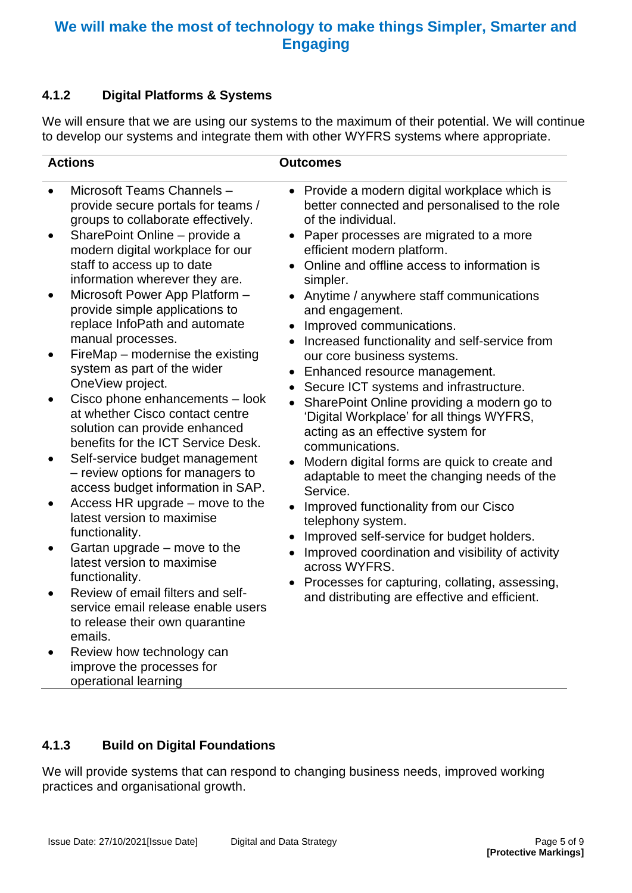# We will make the most of technology to make things Simpler, Smarter and Engaging

### 4.1.2 Digital Platforms & Systems

We will ensure that we are using our systems to the maximum of their potential. We will continue to develop our systems and integrate them with other WYFRS systems where appropriate.

| Actions | Outcomes |
|---|---|
| • Microsoft Teams Channels – provide secure portals for teams / groups to collaborate effectively.<br>• SharePoint Online – provide a modern digital workplace for our staff to access up to date information wherever they are.<br>• Microsoft Power App Platform – provide simple applications to replace InfoPath and automate manual processes.<br>• FireMap – modernise the existing system as part of the wider OneView project.<br>• Cisco phone enhancements – look at whether Cisco contact centre solution can provide enhanced benefits for the ICT Service Desk.<br>• Self-service budget management – review options for managers to access budget information in SAP.<br>• Access HR upgrade – move to the latest version to maximise functionality.<br>• Gartan upgrade – move to the latest version to maximise functionality.<br>• Review of email filters and self-service email release enable users to release their own quarantine emails.<br>• Review how technology can improve the processes for operational learning | • Provide a modern digital workplace which is better connected and personalised to the role of the individual.<br>• Paper processes are migrated to a more efficient modern platform.<br>• Online and offline access to information is simpler.<br>• Anytime / anywhere staff communications and engagement.<br>• Improved communications.<br>• Increased functionality and self-service from our core business systems.<br>• Enhanced resource management.<br>• Secure ICT systems and infrastructure.<br>• SharePoint Online providing a modern go to 'Digital Workplace' for all things WYFRS, acting as an effective system for communications.<br>• Modern digital forms are quick to create and adaptable to meet the changing needs of the Service.<br>• Improved functionality from our Cisco telephony system.<br>• Improved self-service for budget holders.<br>• Improved coordination and visibility of activity across WYFRS.<br>• Processes for capturing, collating, assessing, and distributing are effective and efficient. |

### 4.1.3 Build on Digital Foundations

We will provide systems that can respond to changing business needs, improved working practices and organisational growth.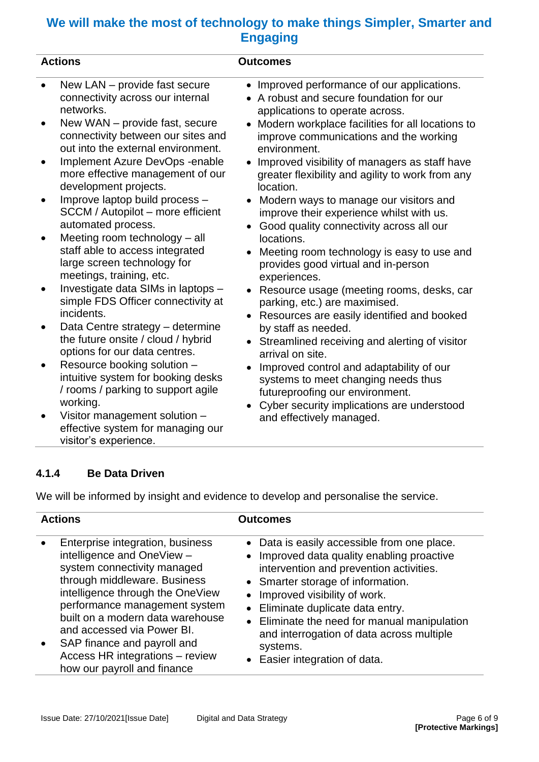## We will make the most of technology to make things Simpler, Smarter and Engaging

| Actions | Outcomes |
|---|---|
| • New LAN – provide fast secure connectivity across our internal networks.<br>• New WAN – provide fast, secure connectivity between our sites and out into the external environment.<br>• Implement Azure DevOps -enable more effective management of our development projects.<br>• Improve laptop build process – SCCM / Autopilot – more efficient automated process.<br>• Meeting room technology – all staff able to access integrated large screen technology for meetings, training, etc.<br>• Investigate data SIMs in laptops – simple FDS Officer connectivity at incidents.<br>• Data Centre strategy – determine the future onsite / cloud / hybrid options for our data centres.<br>• Resource booking solution – intuitive system for booking desks / rooms / parking to support agile working.<br>• Visitor management solution – effective system for managing our visitor's experience. | • Improved performance of our applications.<br>• A robust and secure foundation for our applications to operate across.<br>• Modern workplace facilities for all locations to improve communications and the working environment.<br>• Improved visibility of managers as staff have greater flexibility and agility to work from any location.<br>• Modern ways to manage our visitors and improve their experience whilst with us.<br>• Good quality connectivity across all our locations.<br>• Meeting room technology is easy to use and provides good virtual and in-person experiences.<br>• Resource usage (meeting rooms, desks, car parking, etc.) are maximised.<br>• Resources are easily identified and booked by staff as needed.<br>• Streamlined receiving and alerting of visitor arrival on site.<br>• Improved control and adaptability of our systems to meet changing needs thus futureproofing our environment.<br>• Cyber security implications are understood and effectively managed. |

### 4.1.4 Be Data Driven

We will be informed by insight and evidence to develop and personalise the service.

| Actions | Outcomes |
|---|---|
| • Enterprise integration, business intelligence and OneView – system connectivity managed through middleware. Business intelligence through the OneView performance management system built on a modern data warehouse and accessed via Power BI.<br>• SAP finance and payroll and Access HR integrations – review how our payroll and finance | • Data is easily accessible from one place.<br>• Improved data quality enabling proactive intervention and prevention activities.<br>• Smarter storage of information.<br>• Improved visibility of work.<br>• Eliminate duplicate data entry.<br>• Eliminate the need for manual manipulation and interrogation of data across multiple systems.<br>• Easier integration of data. |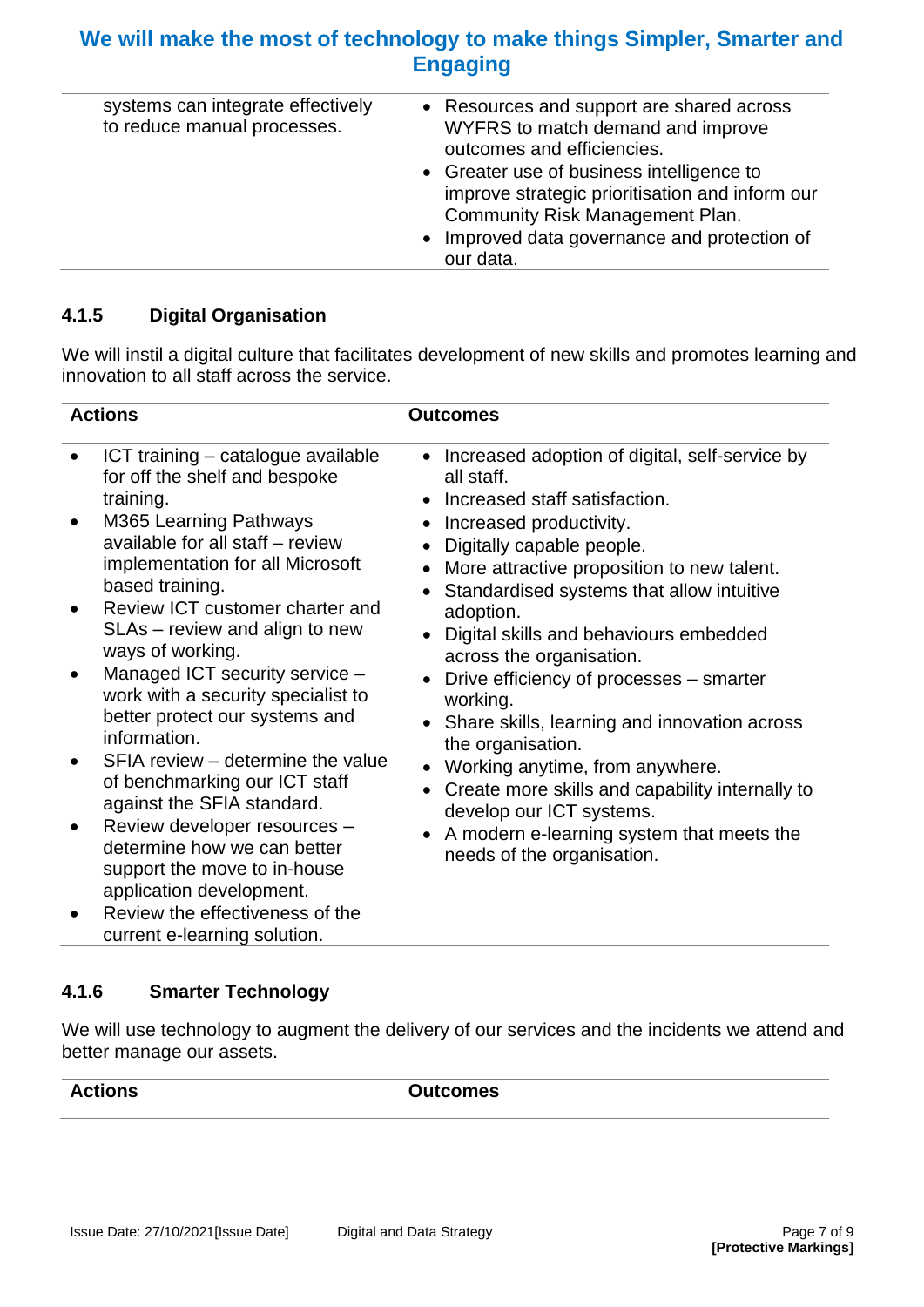| | |
|---|---|
| systems can integrate effectively to reduce manual processes. | • Resources and support are shared across WYFRS to match demand and improve outcomes and efficiencies.<br>• Greater use of business intelligence to improve strategic prioritisation and inform our Community Risk Management Plan.<br>• Improved data governance and protection of our data. |

### 4.1.5 Digital Organisation

We will instil a digital culture that facilitates development of new skills and promotes learning and innovation to all staff across the service.

| Actions | Outcomes |
|---|---|
| • ICT training – catalogue available for off the shelf and bespoke training.<br>• M365 Learning Pathways available for all staff – review implementation for all Microsoft based training.<br>• Review ICT customer charter and SLAs – review and align to new ways of working.<br>• Managed ICT security service – work with a security specialist to better protect our systems and information.<br>• SFIA review – determine the value of benchmarking our ICT staff against the SFIA standard.<br>• Review developer resources – determine how we can better support the move to in-house application development.<br>• Review the effectiveness of the current e-learning solution. | • Increased adoption of digital, self-service by all staff.<br>• Increased staff satisfaction.<br>• Increased productivity.<br>• Digitally capable people.<br>• More attractive proposition to new talent.<br>• Standardised systems that allow intuitive adoption.<br>• Digital skills and behaviours embedded across the organisation.<br>• Drive efficiency of processes – smarter working.<br>• Share skills, learning and innovation across the organisation.<br>• Working anytime, from anywhere.<br>• Create more skills and capability internally to develop our ICT systems.<br>• A modern e-learning system that meets the needs of the organisation. |

### 4.1.6 Smarter Technology

We will use technology to augment the delivery of our services and the incidents we attend and better manage our assets.

| Actions | Outcomes |
|---|---|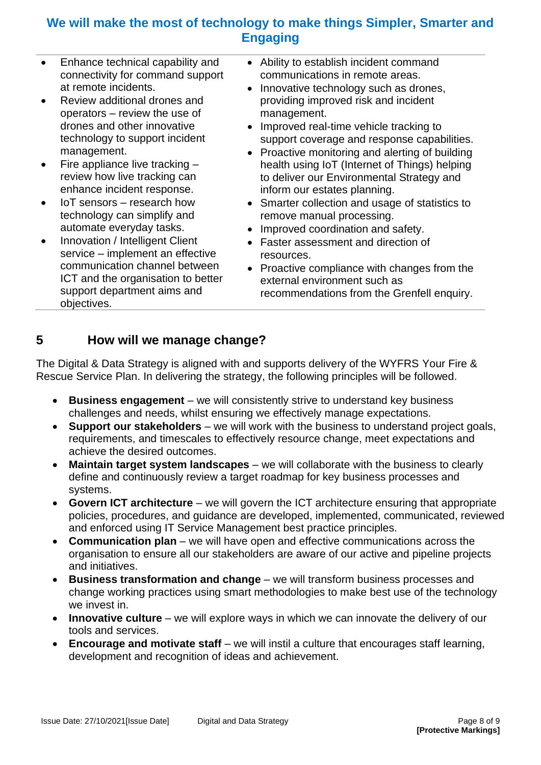## We will make the most of technology to make things Simpler, Smarter and Engaging

| | |
|---|---|
| • Enhance technical capability and connectivity for command support at remote incidents.<br>• Review additional drones and operators – review the use of drones and other innovative technology to support incident management.<br>• Fire appliance live tracking – review how live tracking can enhance incident response.<br>• IoT sensors – research how technology can simplify and automate everyday tasks.<br>• Innovation / Intelligent Client service – implement an effective communication channel between ICT and the organisation to better support department aims and objectives. | • Ability to establish incident command communications in remote areas.<br>• Innovative technology such as drones, providing improved risk and incident management.<br>• Improved real-time vehicle tracking to support coverage and response capabilities.<br>• Proactive monitoring and alerting of building health using IoT (Internet of Things) helping to deliver our Environmental Strategy and inform our estates planning.<br>• Smarter collection and usage of statistics to remove manual processing.<br>• Improved coordination and safety.<br>• Faster assessment and direction of resources.<br>• Proactive compliance with changes from the external environment such as recommendations from the Grenfell enquiry. |

# 5 How will we manage change?

The Digital & Data Strategy is aligned with and supports delivery of the WYFRS Your Fire & Rescue Service Plan. In delivering the strategy, the following principles will be followed.

- **Business engagement** – we will consistently strive to understand key business challenges and needs, whilst ensuring we effectively manage expectations.
- **Support our stakeholders** – we will work with the business to understand project goals, requirements, and timescales to effectively resource change, meet expectations and achieve the desired outcomes.
- **Maintain target system landscapes** – we will collaborate with the business to clearly define and continuously review a target roadmap for key business processes and systems.
- **Govern ICT architecture** – we will govern the ICT architecture ensuring that appropriate policies, procedures, and guidance are developed, implemented, communicated, reviewed and enforced using IT Service Management best practice principles.
- **Communication plan** – we will have open and effective communications across the organisation to ensure all our stakeholders are aware of our active and pipeline projects and initiatives.
- **Business transformation and change** – we will transform business processes and change working practices using smart methodologies to make best use of the technology we invest in.
- **Innovative culture** – we will explore ways in which we can innovate the delivery of our tools and services.
- **Encourage and motivate staff** – we will instil a culture that encourages staff learning, development and recognition of ideas and achievement.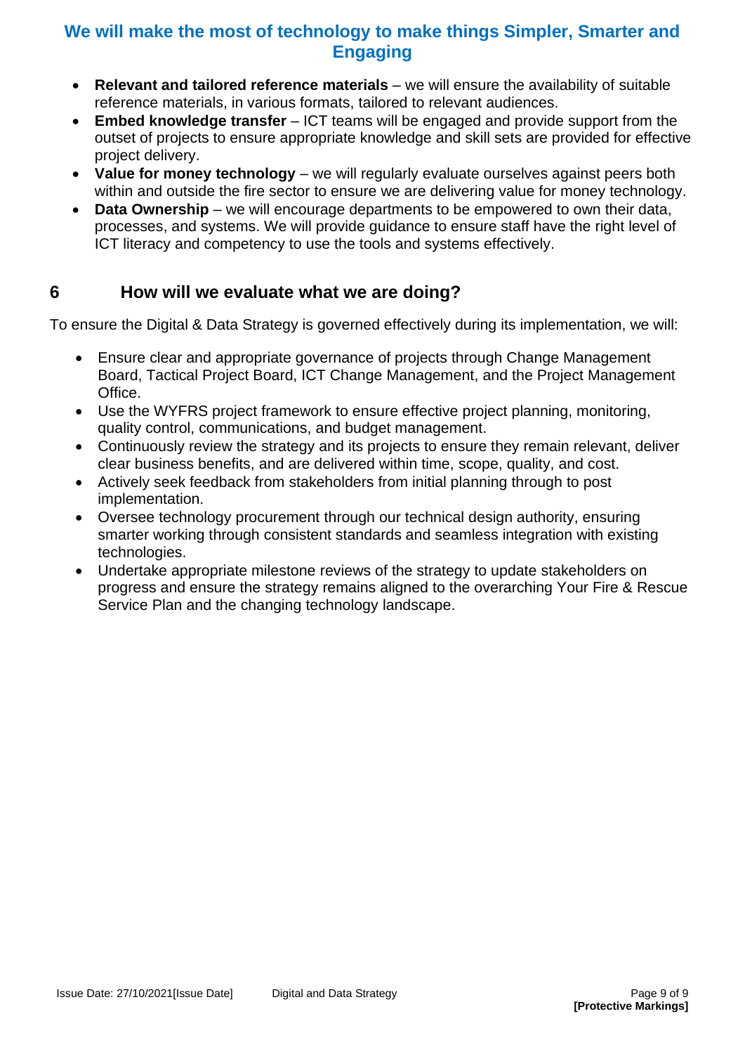## We will make the most of technology to make things Simpler, Smarter and Engaging

- **Relevant and tailored reference materials** – we will ensure the availability of suitable reference materials, in various formats, tailored to relevant audiences.
- **Embed knowledge transfer** – ICT teams will be engaged and provide support from the outset of projects to ensure appropriate knowledge and skill sets are provided for effective project delivery.
- **Value for money technology** – we will regularly evaluate ourselves against peers both within and outside the fire sector to ensure we are delivering value for money technology.
- **Data Ownership** – we will encourage departments to be empowered to own their data, processes, and systems. We will provide guidance to ensure staff have the right level of ICT literacy and competency to use the tools and systems effectively.

# 6 How will we evaluate what we are doing?

To ensure the Digital & Data Strategy is governed effectively during its implementation, we will:

- Ensure clear and appropriate governance of projects through Change Management Board, Tactical Project Board, ICT Change Management, and the Project Management Office.
- Use the WYFRS project framework to ensure effective project planning, monitoring, quality control, communications, and budget management.
- Continuously review the strategy and its projects to ensure they remain relevant, deliver clear business benefits, and are delivered within time, scope, quality, and cost.
- Actively seek feedback from stakeholders from initial planning through to post implementation.
- Oversee technology procurement through our technical design authority, ensuring smarter working through consistent standards and seamless integration with existing technologies.
- Undertake appropriate milestone reviews of the strategy to update stakeholders on progress and ensure the strategy remains aligned to the overarching Your Fire & Rescue Service Plan and the changing technology landscape.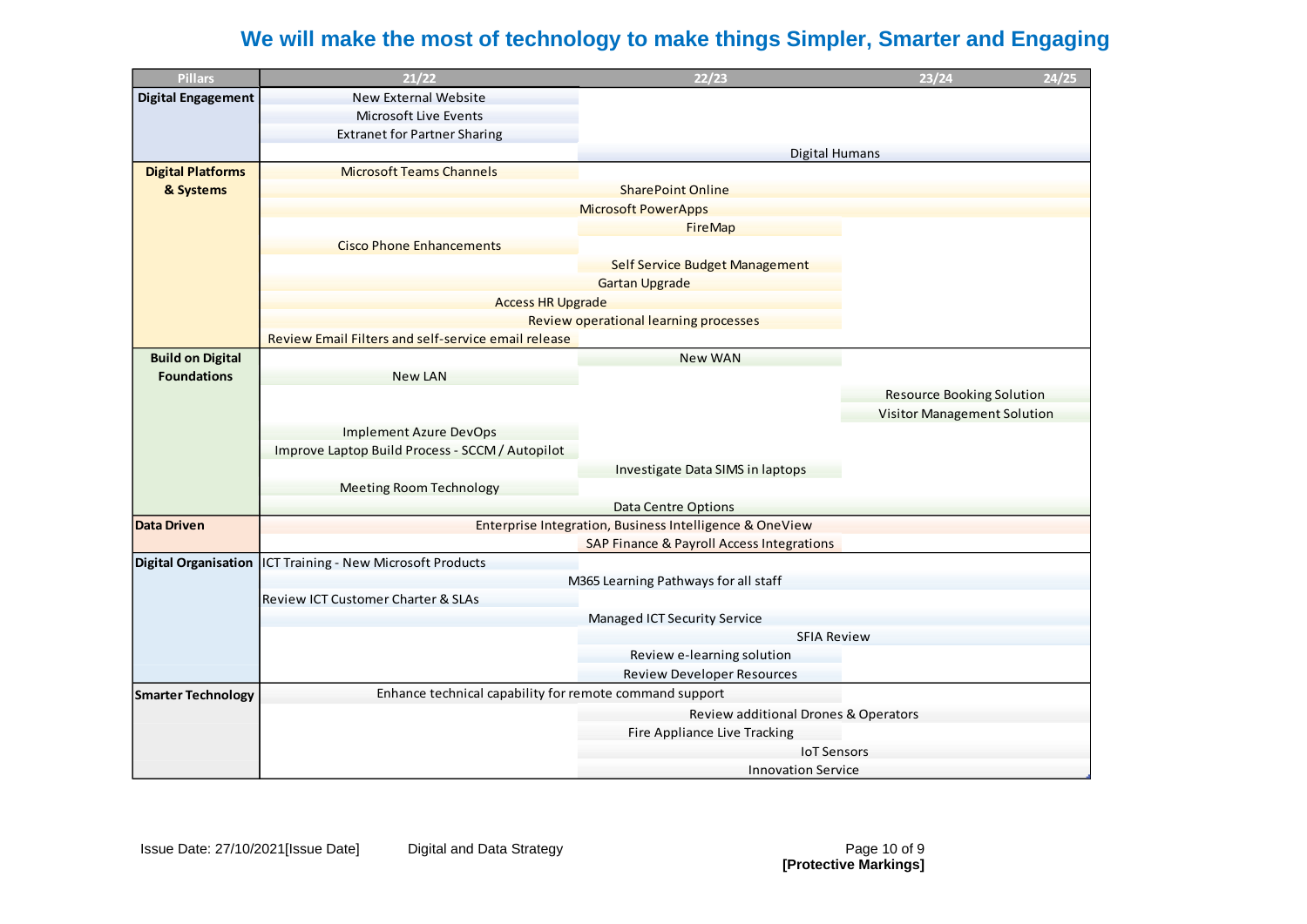# We will make the most of technology to make things Simpler, Smarter and Engaging

| Pillars | 21/22 | 22/23 | 23/24 | 24/25 |
| --- | --- | --- | --- | --- |
| **Digital Engagement** | New External Website | | | |
| | Microsoft Live Events | | | |
| | Extranet for Partner Sharing | | | |
| | | Digital Humans | Digital Humans | Digital Humans |
| **Digital Platforms & Systems** | Microsoft Teams Channels | | | |
| | SharePoint Online | SharePoint Online | SharePoint Online | SharePoint Online |
| | Microsoft PowerApps | Microsoft PowerApps | Microsoft PowerApps | Microsoft PowerApps |
| | | FireMap | | |
| | Cisco Phone Enhancements | | | |
| | | Self Service Budget Management | | |
| | Gartan Upgrade | Gartan Upgrade | | |
| | Access HR Upgrade | Access HR Upgrade | | |
| | Review operational learning processes | Review operational learning processes | | |
| | Review Email Filters and self-service email release | | | |
| **Build on Digital Foundations** | | New WAN | | |
| | New LAN | | | |
| | | | Resource Booking Solution | Resource Booking Solution |
| | | | Visitor Management Solution | Visitor Management Solution |
| | Implement Azure DevOps | | | |
| | Improve Laptop Build Process - SCCM / Autopilot | | | |
| | | Investigate Data SIMS in laptops | | |
| | Meeting Room Technology | | | |
| | Data Centre Options | Data Centre Options | Data Centre Options | Data Centre Options |
| **Data Driven** | Enterprise Integration, Business Intelligence & OneView | Enterprise Integration, Business Intelligence & OneView | Enterprise Integration, Business Intelligence & OneView | Enterprise Integration, Business Intelligence & OneView |
| | | SAP Finance & Payroll Access Integrations | | |
| **Digital Organisation** | ICT Training - New Microsoft Products | | | |
| | M365 Learning Pathways for all staff | M365 Learning Pathways for all staff | M365 Learning Pathways for all staff | M365 Learning Pathways for all staff |
| | Review ICT Customer Charter & SLAs | | | |
| | Managed ICT Security Service | Managed ICT Security Service | Managed ICT Security Service | Managed ICT Security Service |
| | | SFIA Review | SFIA Review | SFIA Review |
| | | Review e-learning solution | | |
| | | Review Developer Resources | | |
| **Smarter Technology** | Enhance technical capability for remote command support | Enhance technical capability for remote command support | | |
| | | Review additional Drones & Operators | Review additional Drones & Operators | Review additional Drones & Operators |
| | | Fire Appliance Live Tracking | | |
| | | IoT Sensors | IoT Sensors | IoT Sensors |
| | | Innovation Service | Innovation Service | Innovation Service |